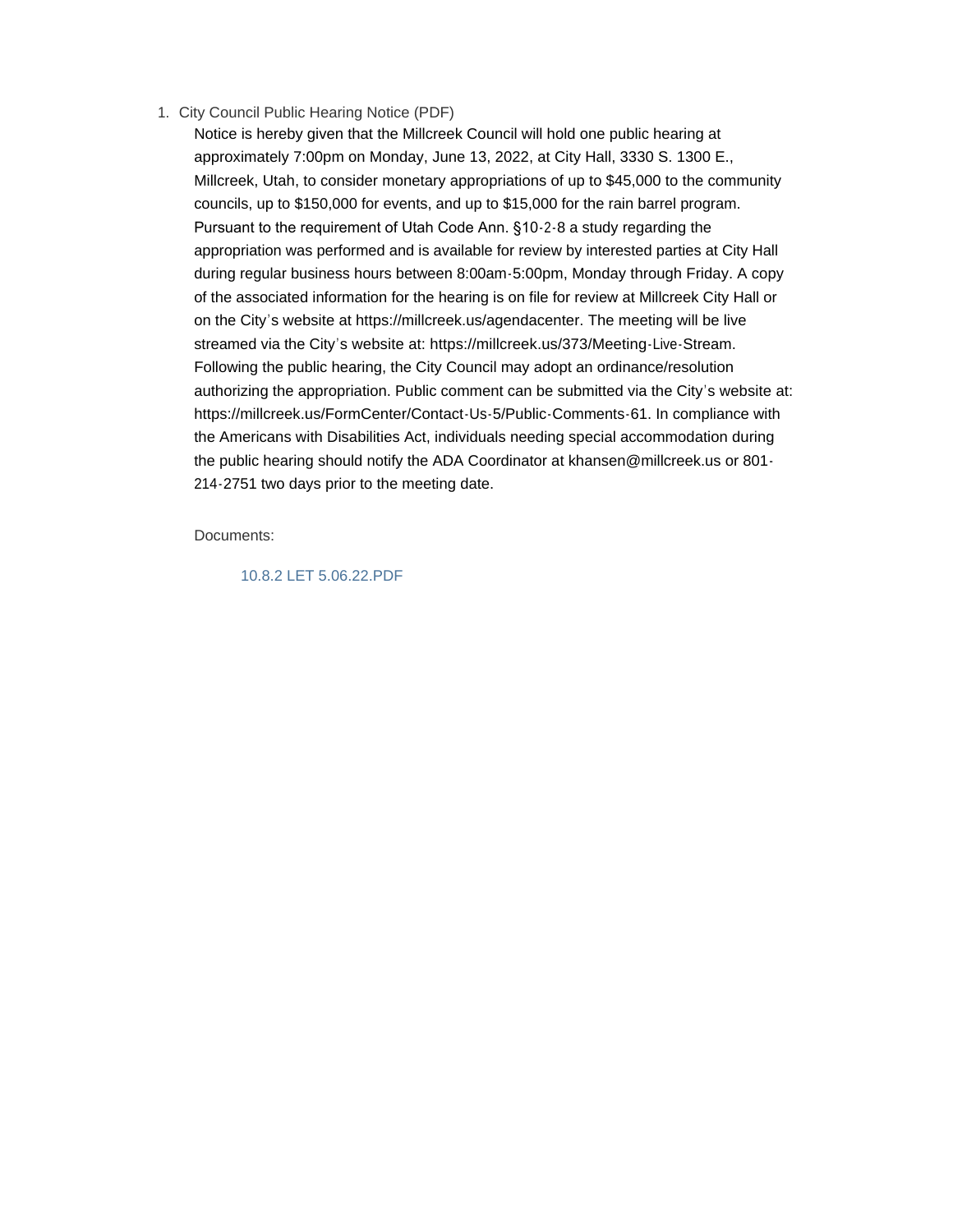1. City Council Public Hearing Notice (PDF)

   Notice is hereby given that the Millcreek Council will hold one public hearing at approximately 7:00pm on Monday, June 13, 2022, at City Hall, 3330 S. 1300 E., Millcreek, Utah, to consider monetary appropriations of up to $45,000 to the community councils, up to $150,000 for events, and up to $15,000 for the rain barrel program. Pursuant to the requirement of Utah Code Ann. §10-2-8 a study regarding the appropriation was performed and is available for review by interested parties at City Hall during regular business hours between 8:00am-5:00pm, Monday through Friday. A copy of the associated information for the hearing is on file for review at Millcreek City Hall or on the City's website at https://millcreek.us/agendacenter. The meeting will be live streamed via the City's website at: https://millcreek.us/373/Meeting-Live-Stream. Following the public hearing, the City Council may adopt an ordinance/resolution authorizing the appropriation. Public comment can be submitted via the City's website at: https://millcreek.us/FormCenter/Contact-Us-5/Public-Comments-61. In compliance with the Americans with Disabilities Act, individuals needing special accommodation during the public hearing should notify the ADA Coordinator at khansen@millcreek.us or 801-214-2751 two days prior to the meeting date.

   Documents:

   10.8.2 LET 5.06.22.PDF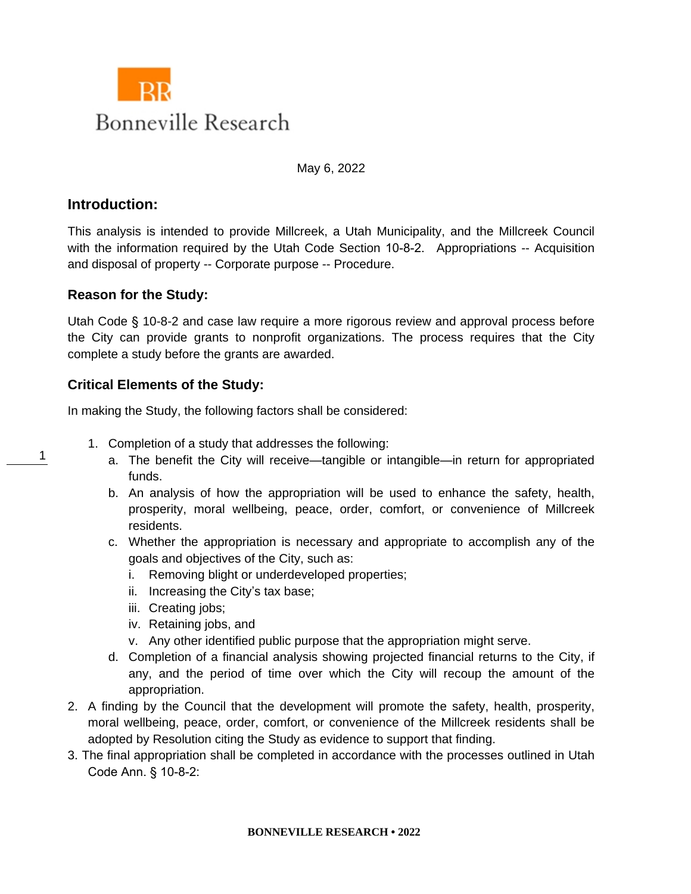Bonneville Research

May 6, 2022

## Introduction:

This analysis is intended to provide Millcreek, a Utah Municipality, and the Millcreek Council with the information required by the Utah Code Section 10-8-2. Appropriations -- Acquisition and disposal of property -- Corporate purpose -- Procedure.

### Reason for the Study:

Utah Code § 10-8-2 and case law require a more rigorous review and approval process before the City can provide grants to nonprofit organizations. The process requires that the City complete a study before the grants are awarded.

### Critical Elements of the Study:

In making the Study, the following factors shall be considered:

1. Completion of a study that addresses the following:
   a. The benefit the City will receive—tangible or intangible—in return for appropriated funds.
   b. An analysis of how the appropriation will be used to enhance the safety, health, prosperity, moral wellbeing, peace, order, comfort, or convenience of Millcreek residents.
   c. Whether the appropriation is necessary and appropriate to accomplish any of the goals and objectives of the City, such as:
      i. Removing blight or underdeveloped properties;
      ii. Increasing the City's tax base;
      iii. Creating jobs;
      iv. Retaining jobs, and
      v. Any other identified public purpose that the appropriation might serve.
   d. Completion of a financial analysis showing projected financial returns to the City, if any, and the period of time over which the City will recoup the amount of the appropriation.
2. A finding by the Council that the development will promote the safety, health, prosperity, moral wellbeing, peace, order, comfort, or convenience of the Millcreek residents shall be adopted by Resolution citing the Study as evidence to support that finding.
3. The final appropriation shall be completed in accordance with the processes outlined in Utah Code Ann. § 10-8-2: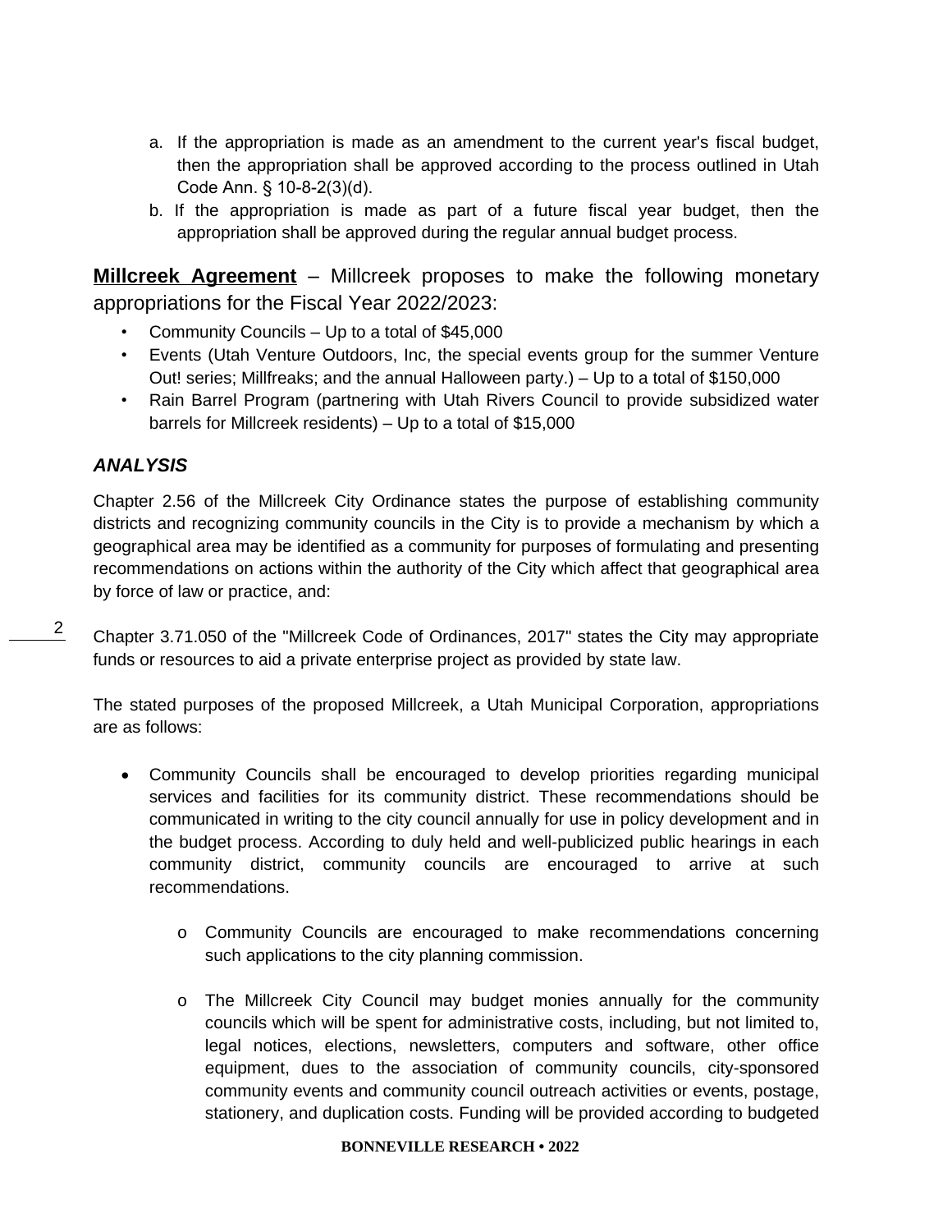a. If the appropriation is made as an amendment to the current year's fiscal budget, then the appropriation shall be approved according to the process outlined in Utah Code Ann. § 10-8-2(3)(d).
b. If the appropriation is made as part of a future fiscal year budget, then the appropriation shall be approved during the regular annual budget process.

**Millcreek Agreement** – Millcreek proposes to make the following monetary appropriations for the Fiscal Year 2022/2023:

- Community Councils – Up to a total of $45,000
- Events (Utah Venture Outdoors, Inc, the special events group for the summer Venture Out! series; Millfreaks; and the annual Halloween party.) – Up to a total of $150,000
- Rain Barrel Program (partnering with Utah Rivers Council to provide subsidized water barrels for Millcreek residents) – Up to a total of $15,000

### *ANALYSIS*

Chapter 2.56 of the Millcreek City Ordinance states the purpose of establishing community districts and recognizing community councils in the City is to provide a mechanism by which a geographical area may be identified as a community for purposes of formulating and presenting recommendations on actions within the authority of the City which affect that geographical area by force of law or practice, and:[2]

Chapter 3.71.050 of the "Millcreek Code of Ordinances, 2017" states the City may appropriate funds or resources to aid a private enterprise project as provided by state law.

The stated purposes of the proposed Millcreek, a Utah Municipal Corporation, appropriations are as follows:

- Community Councils shall be encouraged to develop priorities regarding municipal services and facilities for its community district. These recommendations should be communicated in writing to the city council annually for use in policy development and in the budget process. According to duly held and well-publicized public hearings in each community district, community councils are encouraged to arrive at such recommendations.
    - Community Councils are encouraged to make recommendations concerning such applications to the city planning commission.
    - The Millcreek City Council may budget monies annually for the community councils which will be spent for administrative costs, including, but not limited to, legal notices, elections, newsletters, computers and software, other office equipment, dues to the association of community councils, city-sponsored community events and community council outreach activities or events, postage, stationery, and duplication costs. Funding will be provided according to budgeted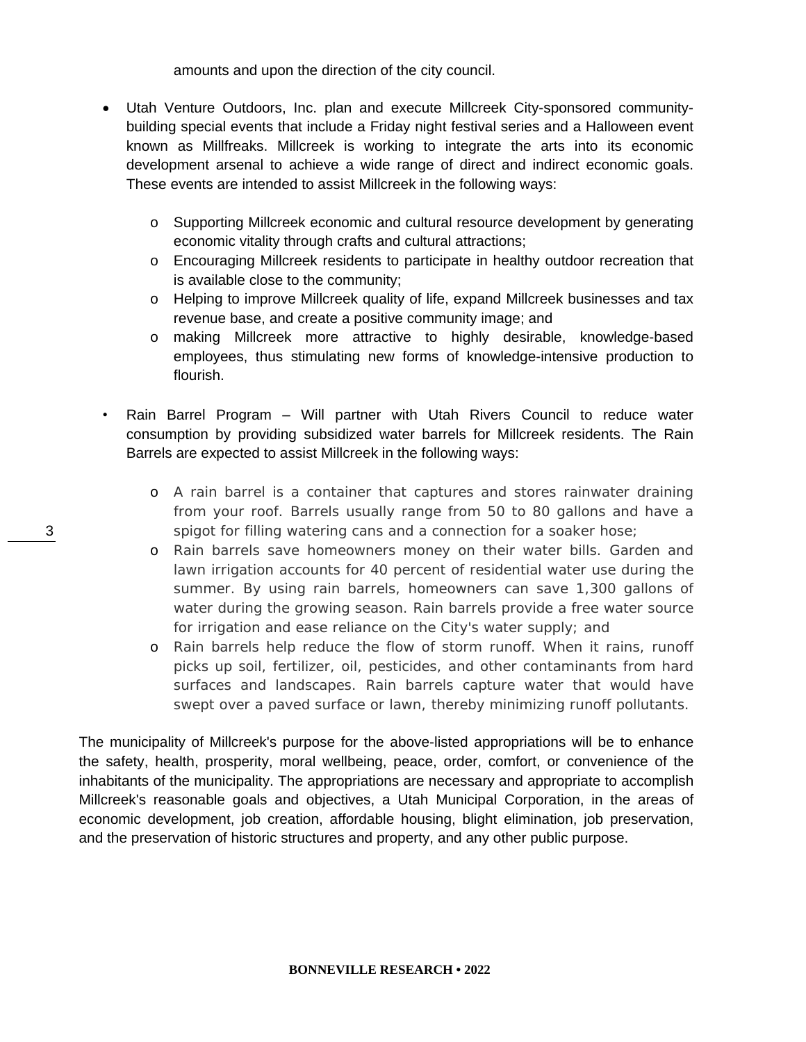amounts and upon the direction of the city council.

- Utah Venture Outdoors, Inc. plan and execute Millcreek City-sponsored community-building special events that include a Friday night festival series and a Halloween event known as Millfreaks. Millcreek is working to integrate the arts into its economic development arsenal to achieve a wide range of direct and indirect economic goals. These events are intended to assist Millcreek in the following ways:

  - Supporting Millcreek economic and cultural resource development by generating economic vitality through crafts and cultural attractions;
  - Encouraging Millcreek residents to participate in healthy outdoor recreation that is available close to the community;
  - Helping to improve Millcreek quality of life, expand Millcreek businesses and tax revenue base, and create a positive community image; and
  - making Millcreek more attractive to highly desirable, knowledge-based employees, thus stimulating new forms of knowledge-intensive production to flourish.

- Rain Barrel Program – Will partner with Utah Rivers Council to reduce water consumption by providing subsidized water barrels for Millcreek residents. The Rain Barrels are expected to assist Millcreek in the following ways:

  - A rain barrel is a container that captures and stores rainwater draining from your roof. Barrels usually range from 50 to 80 gallons and have a spigot for filling watering cans and a connection for a soaker hose;
  - Rain barrels save homeowners money on their water bills. Garden and lawn irrigation accounts for 40 percent of residential water use during the summer. By using rain barrels, homeowners can save 1,300 gallons of water during the growing season. Rain barrels provide a free water source for irrigation and ease reliance on the City's water supply; and
  - Rain barrels help reduce the flow of storm runoff. When it rains, runoff picks up soil, fertilizer, oil, pesticides, and other contaminants from hard surfaces and landscapes. Rain barrels capture water that would have swept over a paved surface or lawn, thereby minimizing runoff pollutants.

The municipality of Millcreek's purpose for the above-listed appropriations will be to enhance the safety, health, prosperity, moral wellbeing, peace, order, comfort, or convenience of the inhabitants of the municipality. The appropriations are necessary and appropriate to accomplish Millcreek's reasonable goals and objectives, a Utah Municipal Corporation, in the areas of economic development, job creation, affordable housing, blight elimination, job preservation, and the preservation of historic structures and property, and any other public purpose.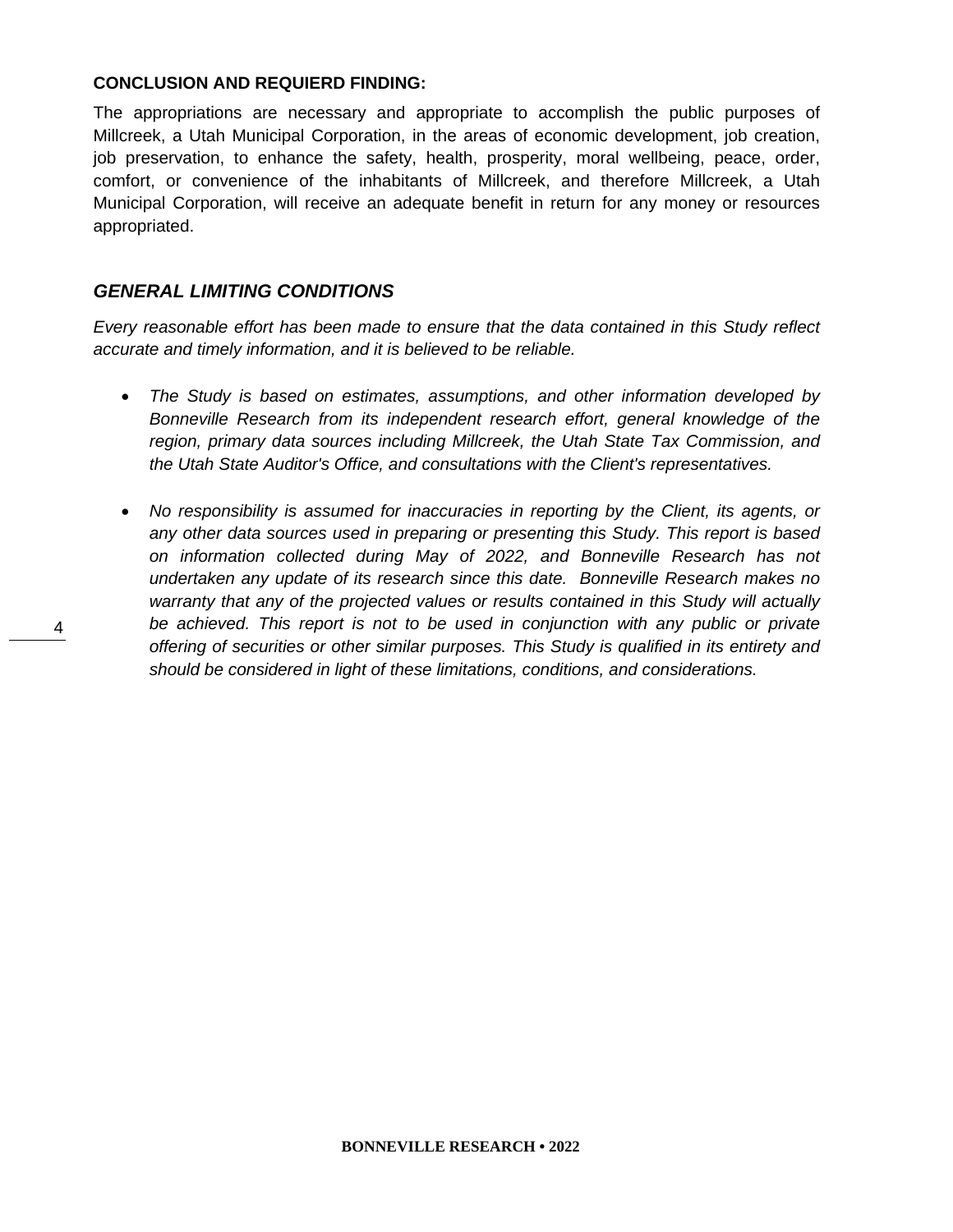**CONCLUSION AND REQUIERD FINDING:**

The appropriations are necessary and appropriate to accomplish the public purposes of Millcreek, a Utah Municipal Corporation, in the areas of economic development, job creation, job preservation, to enhance the safety, health, prosperity, moral wellbeing, peace, order, comfort, or convenience of the inhabitants of Millcreek, and therefore Millcreek, a Utah Municipal Corporation, will receive an adequate benefit in return for any money or resources appropriated.

## *GENERAL LIMITING CONDITIONS*

*Every reasonable effort has been made to ensure that the data contained in this Study reflect accurate and timely information, and it is believed to be reliable.*

- *The Study is based on estimates, assumptions, and other information developed by Bonneville Research from its independent research effort, general knowledge of the region, primary data sources including Millcreek, the Utah State Tax Commission, and the Utah State Auditor's Office, and consultations with the Client's representatives.*

- *No responsibility is assumed for inaccuracies in reporting by the Client, its agents, or any other data sources used in preparing or presenting this Study. This report is based on information collected during May of 2022, and Bonneville Research has not undertaken any update of its research since this date. Bonneville Research makes no warranty that any of the projected values or results contained in this Study will actually be achieved. This report is not to be used in conjunction with any public or private offering of securities or other similar purposes. This Study is qualified in its entirety and should be considered in light of these limitations, conditions, and considerations.*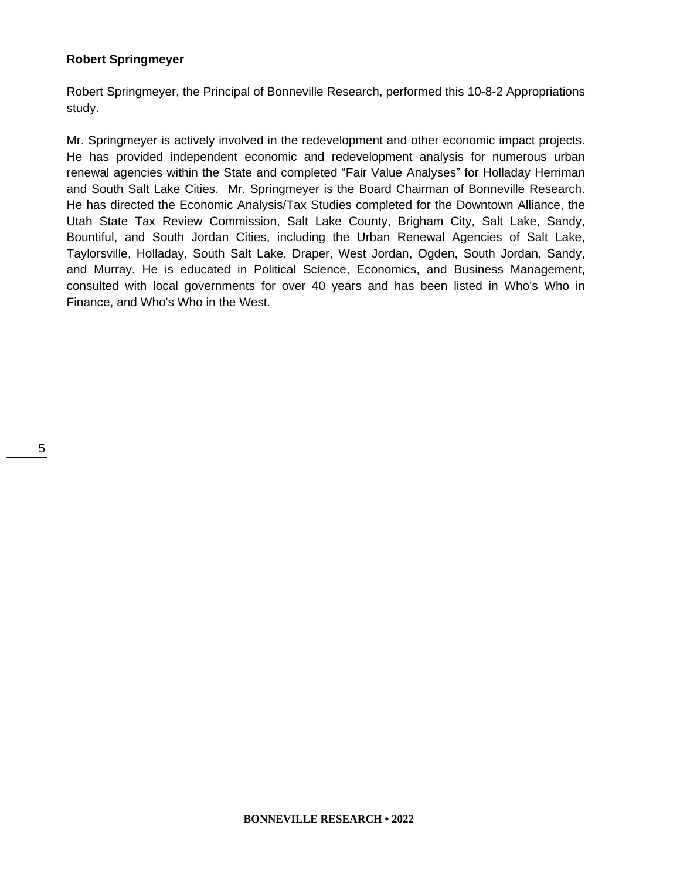**Robert Springmeyer**

Robert Springmeyer, the Principal of Bonneville Research, performed this 10-8-2 Appropriations study.

Mr. Springmeyer is actively involved in the redevelopment and other economic impact projects. He has provided independent economic and redevelopment analysis for numerous urban renewal agencies within the State and completed “Fair Value Analyses” for Holladay Herriman and South Salt Lake Cities. Mr. Springmeyer is the Board Chairman of Bonneville Research. He has directed the Economic Analysis/Tax Studies completed for the Downtown Alliance, the Utah State Tax Review Commission, Salt Lake County, Brigham City, Salt Lake, Sandy, Bountiful, and South Jordan Cities, including the Urban Renewal Agencies of Salt Lake, Taylorsville, Holladay, South Salt Lake, Draper, West Jordan, Ogden, South Jordan, Sandy, and Murray. He is educated in Political Science, Economics, and Business Management, consulted with local governments for over 40 years and has been listed in Who's Who in Finance, and Who's Who in the West.